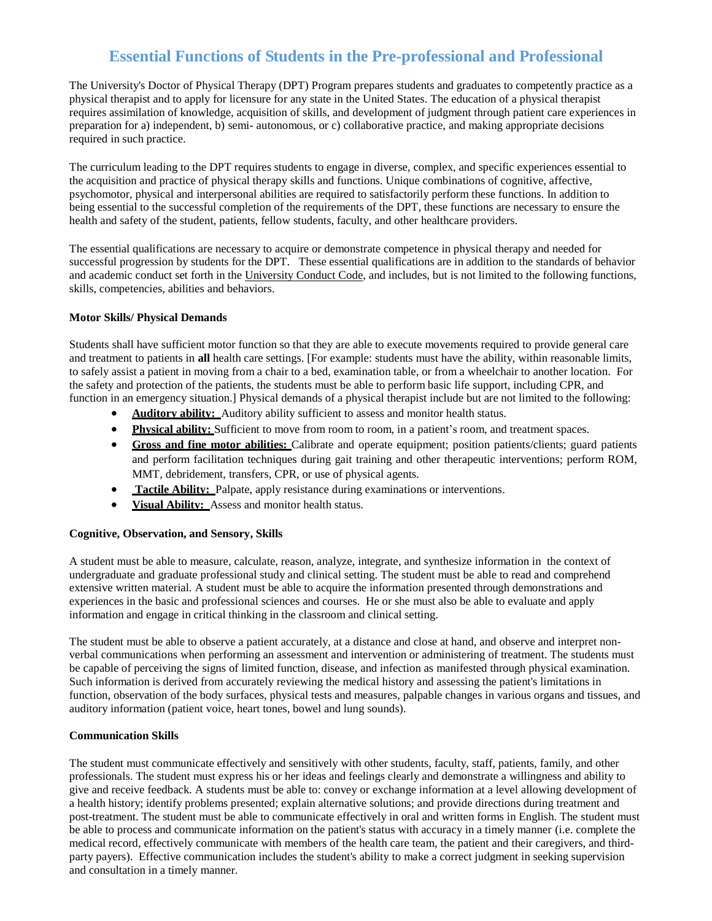# Essential Functions of Students in the Pre-professional and Professional

The University's Doctor of Physical Therapy (DPT) Program prepares students and graduates to competently practice as a physical therapist and to apply for licensure for any state in the United States. The education of a physical therapist requires assimilation of knowledge, acquisition of skills, and development of judgment through patient care experiences in preparation for a) independent, b) semi- autonomous, or c) collaborative practice, and making appropriate decisions required in such practice.

The curriculum leading to the DPT requires students to engage in diverse, complex, and specific experiences essential to the acquisition and practice of physical therapy skills and functions. Unique combinations of cognitive, affective, psychomotor, physical and interpersonal abilities are required to satisfactorily perform these functions. In addition to being essential to the successful completion of the requirements of the DPT, these functions are necessary to ensure the health and safety of the student, patients, fellow students, faculty, and other healthcare providers.

The essential qualifications are necessary to acquire or demonstrate competence in physical therapy and needed for successful progression by students for the DPT. These essential qualifications are in addition to the standards of behavior and academic conduct set forth in the University Conduct Code, and includes, but is not limited to the following functions, skills, competencies, abilities and behaviors.

**Motor Skills/ Physical Demands**

Students shall have sufficient motor function so that they are able to execute movements required to provide general care and treatment to patients in **all** health care settings. [For example: students must have the ability, within reasonable limits, to safely assist a patient in moving from a chair to a bed, examination table, or from a wheelchair to another location. For the safety and protection of the patients, the students must be able to perform basic life support, including CPR, and function in an emergency situation.] Physical demands of a physical therapist include but are not limited to the following:

- **Auditory ability:** Auditory ability sufficient to assess and monitor health status.
- **Physical ability:** Sufficient to move from room to room, in a patient's room, and treatment spaces.
- **Gross and fine motor abilities:** Calibrate and operate equipment; position patients/clients; guard patients and perform facilitation techniques during gait training and other therapeutic interventions; perform ROM, MMT, debridement, transfers, CPR, or use of physical agents.
- **Tactile Ability:** Palpate, apply resistance during examinations or interventions.
- **Visual Ability:** Assess and monitor health status.

**Cognitive, Observation, and Sensory, Skills**

A student must be able to measure, calculate, reason, analyze, integrate, and synthesize information in the context of undergraduate and graduate professional study and clinical setting. The student must be able to read and comprehend extensive written material. A student must be able to acquire the information presented through demonstrations and experiences in the basic and professional sciences and courses. He or she must also be able to evaluate and apply information and engage in critical thinking in the classroom and clinical setting.

The student must be able to observe a patient accurately, at a distance and close at hand, and observe and interpret non-verbal communications when performing an assessment and intervention or administering of treatment. The students must be capable of perceiving the signs of limited function, disease, and infection as manifested through physical examination. Such information is derived from accurately reviewing the medical history and assessing the patient's limitations in function, observation of the body surfaces, physical tests and measures, palpable changes in various organs and tissues, and auditory information (patient voice, heart tones, bowel and lung sounds).

**Communication Skills**

The student must communicate effectively and sensitively with other students, faculty, staff, patients, family, and other professionals. The student must express his or her ideas and feelings clearly and demonstrate a willingness and ability to give and receive feedback. A students must be able to: convey or exchange information at a level allowing development of a health history; identify problems presented; explain alternative solutions; and provide directions during treatment and post-treatment. The student must be able to communicate effectively in oral and written forms in English. The student must be able to process and communicate information on the patient's status with accuracy in a timely manner (i.e. complete the medical record, effectively communicate with members of the health care team, the patient and their caregivers, and third-party payers). Effective communication includes the student's ability to make a correct judgment in seeking supervision and consultation in a timely manner.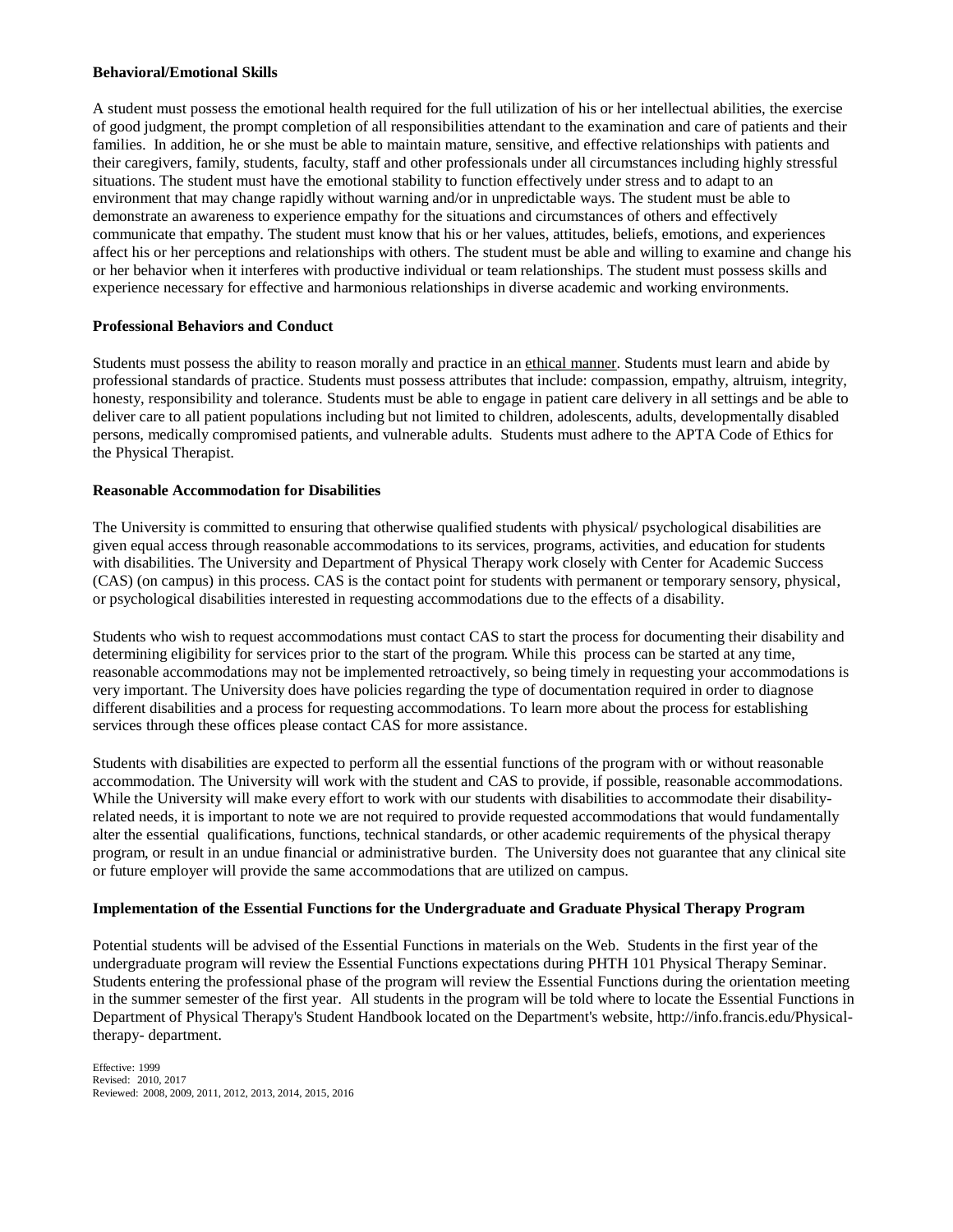**Behavioral/Emotional Skills**

A student must possess the emotional health required for the full utilization of his or her intellectual abilities, the exercise of good judgment, the prompt completion of all responsibilities attendant to the examination and care of patients and their families. In addition, he or she must be able to maintain mature, sensitive, and effective relationships with patients and their caregivers, family, students, faculty, staff and other professionals under all circumstances including highly stressful situations. The student must have the emotional stability to function effectively under stress and to adapt to an environment that may change rapidly without warning and/or in unpredictable ways. The student must be able to demonstrate an awareness to experience empathy for the situations and circumstances of others and effectively communicate that empathy. The student must know that his or her values, attitudes, beliefs, emotions, and experiences affect his or her perceptions and relationships with others. The student must be able and willing to examine and change his or her behavior when it interferes with productive individual or team relationships. The student must possess skills and experience necessary for effective and harmonious relationships in diverse academic and working environments.

**Professional Behaviors and Conduct**

Students must possess the ability to reason morally and practice in an ethical manner. Students must learn and abide by professional standards of practice. Students must possess attributes that include: compassion, empathy, altruism, integrity, honesty, responsibility and tolerance. Students must be able to engage in patient care delivery in all settings and be able to deliver care to all patient populations including but not limited to children, adolescents, adults, developmentally disabled persons, medically compromised patients, and vulnerable adults. Students must adhere to the APTA Code of Ethics for the Physical Therapist.

**Reasonable Accommodation for Disabilities**

The University is committed to ensuring that otherwise qualified students with physical/ psychological disabilities are given equal access through reasonable accommodations to its services, programs, activities, and education for students with disabilities. The University and Department of Physical Therapy work closely with Center for Academic Success (CAS) (on campus) in this process. CAS is the contact point for students with permanent or temporary sensory, physical, or psychological disabilities interested in requesting accommodations due to the effects of a disability.

Students who wish to request accommodations must contact CAS to start the process for documenting their disability and determining eligibility for services prior to the start of the program. While this process can be started at any time, reasonable accommodations may not be implemented retroactively, so being timely in requesting your accommodations is very important. The University does have policies regarding the type of documentation required in order to diagnose different disabilities and a process for requesting accommodations. To learn more about the process for establishing services through these offices please contact CAS for more assistance.

Students with disabilities are expected to perform all the essential functions of the program with or without reasonable accommodation. The University will work with the student and CAS to provide, if possible, reasonable accommodations. While the University will make every effort to work with our students with disabilities to accommodate their disability-related needs, it is important to note we are not required to provide requested accommodations that would fundamentally alter the essential qualifications, functions, technical standards, or other academic requirements of the physical therapy program, or result in an undue financial or administrative burden. The University does not guarantee that any clinical site or future employer will provide the same accommodations that are utilized on campus.

**Implementation of the Essential Functions for the Undergraduate and Graduate Physical Therapy Program**

Potential students will be advised of the Essential Functions in materials on the Web. Students in the first year of the undergraduate program will review the Essential Functions expectations during PHTH 101 Physical Therapy Seminar. Students entering the professional phase of the program will review the Essential Functions during the orientation meeting in the summer semester of the first year. All students in the program will be told where to locate the Essential Functions in Department of Physical Therapy's Student Handbook located on the Department's website, http://info.francis.edu/Physical-therapy- department.

Effective: 1999
Revised: 2010, 2017
Reviewed: 2008, 2009, 2011, 2012, 2013, 2014, 2015, 2016